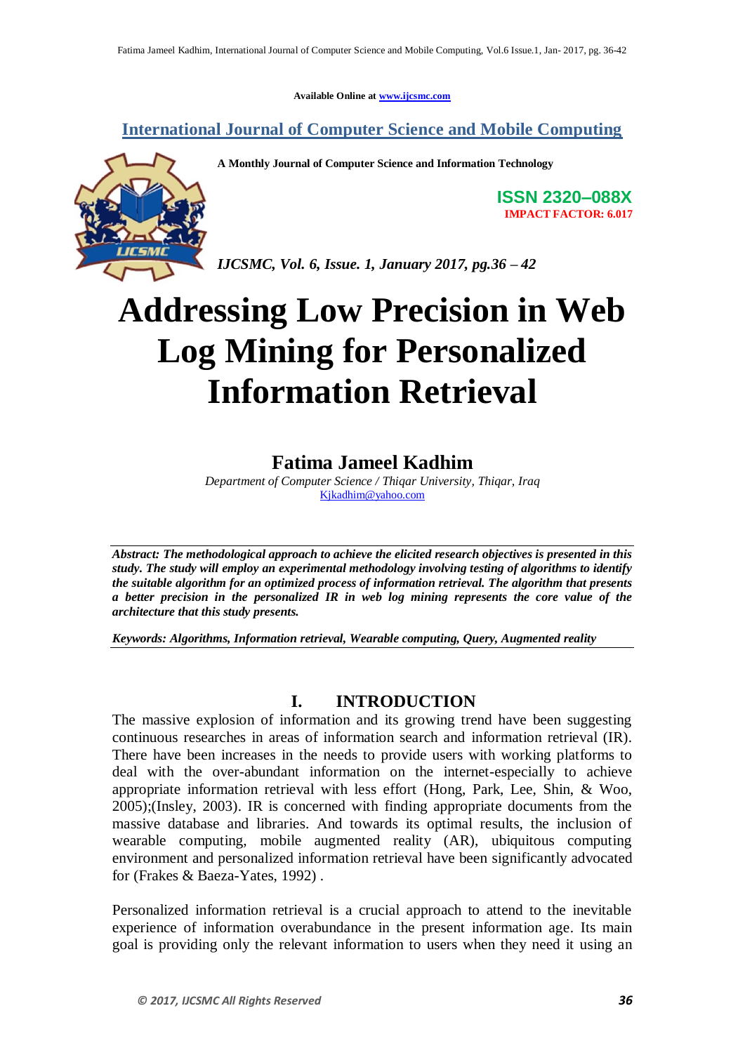Available Online at www.ijcsmc.com

## International Journal of Computer Science and Mobile Computing

**A Monthly Journal of Computer Science and Information Technology**

**ISSN 2320–088X**
**IMPACT FACTOR: 6.017**

*IJCSMC, Vol. 6, Issue. 1, January 2017, pg.36 – 42*

# Addressing Low Precision in Web Log Mining for Personalized Information Retrieval

**Fatima Jameel Kadhim**

*Department of Computer Science / Thiqar University, Thiqar, Iraq*
Kjkadhim@yahoo.com

***Abstract: The methodological approach to achieve the elicited research objectives is presented in this study. The study will employ an experimental methodology involving testing of algorithms to identify the suitable algorithm for an optimized process of information retrieval. The algorithm that presents a better precision in the personalized IR in web log mining represents the core value of the architecture that this study presents.***

***Keywords: Algorithms, Information retrieval, Wearable computing, Query, Augmented reality***

## I. INTRODUCTION

The massive explosion of information and its growing trend have been suggesting continuous researches in areas of information search and information retrieval (IR). There have been increases in the needs to provide users with working platforms to deal with the over-abundant information on the internet-especially to achieve appropriate information retrieval with less effort (Hong, Park, Lee, Shin, & Woo, 2005);(Insley, 2003). IR is concerned with finding appropriate documents from the massive database and libraries. And towards its optimal results, the inclusion of wearable computing, mobile augmented reality (AR), ubiquitous computing environment and personalized information retrieval have been significantly advocated for (Frakes & Baeza-Yates, 1992) .

Personalized information retrieval is a crucial approach to attend to the inevitable experience of information overabundance in the present information age. Its main goal is providing only the relevant information to users when they need it using an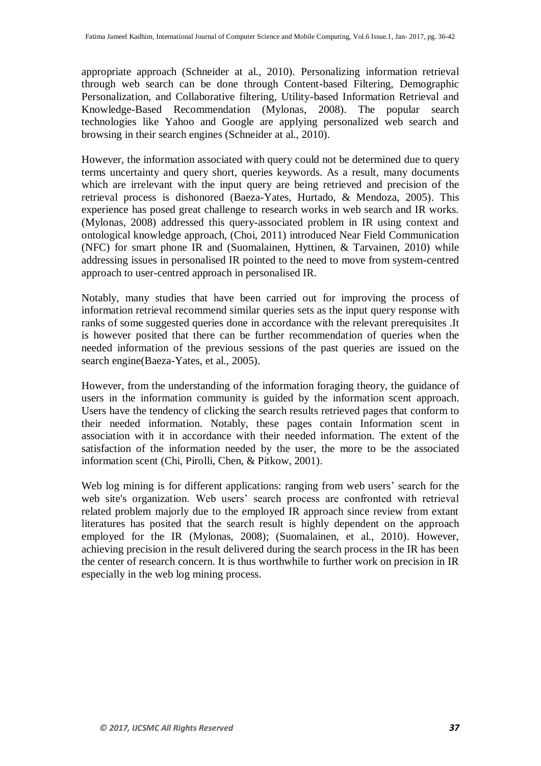appropriate approach (Schneider at al., 2010). Personalizing information retrieval through web search can be done through Content-based Filtering, Demographic Personalization, and Collaborative filtering, Utility-based Information Retrieval and Knowledge-Based Recommendation (Mylonas, 2008). The popular search technologies like Yahoo and Google are applying personalized web search and browsing in their search engines (Schneider at al., 2010).

However, the information associated with query could not be determined due to query terms uncertainty and query short, queries keywords. As a result, many documents which are irrelevant with the input query are being retrieved and precision of the retrieval process is dishonored (Baeza-Yates, Hurtado, & Mendoza, 2005). This experience has posed great challenge to research works in web search and IR works. (Mylonas, 2008) addressed this query-associated problem in IR using context and ontological knowledge approach, (Choi, 2011) introduced Near Field Communication (NFC) for smart phone IR and (Suomalainen, Hyttinen, & Tarvainen, 2010) while addressing issues in personalised IR pointed to the need to move from system-centred approach to user-centred approach in personalised IR.

Notably, many studies that have been carried out for improving the process of information retrieval recommend similar queries sets as the input query response with ranks of some suggested queries done in accordance with the relevant prerequisites .It is however posited that there can be further recommendation of queries when the needed information of the previous sessions of the past queries are issued on the search engine(Baeza-Yates, et al., 2005).

However, from the understanding of the information foraging theory, the guidance of users in the information community is guided by the information scent approach. Users have the tendency of clicking the search results retrieved pages that conform to their needed information. Notably, these pages contain Information scent in association with it in accordance with their needed information. The extent of the satisfaction of the information needed by the user, the more to be the associated information scent (Chi, Pirolli, Chen, & Pitkow, 2001).

Web log mining is for different applications: ranging from web users' search for the web site's organization. Web users' search process are confronted with retrieval related problem majorly due to the employed IR approach since review from extant literatures has posited that the search result is highly dependent on the approach employed for the IR (Mylonas, 2008); (Suomalainen, et al., 2010). However, achieving precision in the result delivered during the search process in the IR has been the center of research concern. It is thus worthwhile to further work on precision in IR especially in the web log mining process.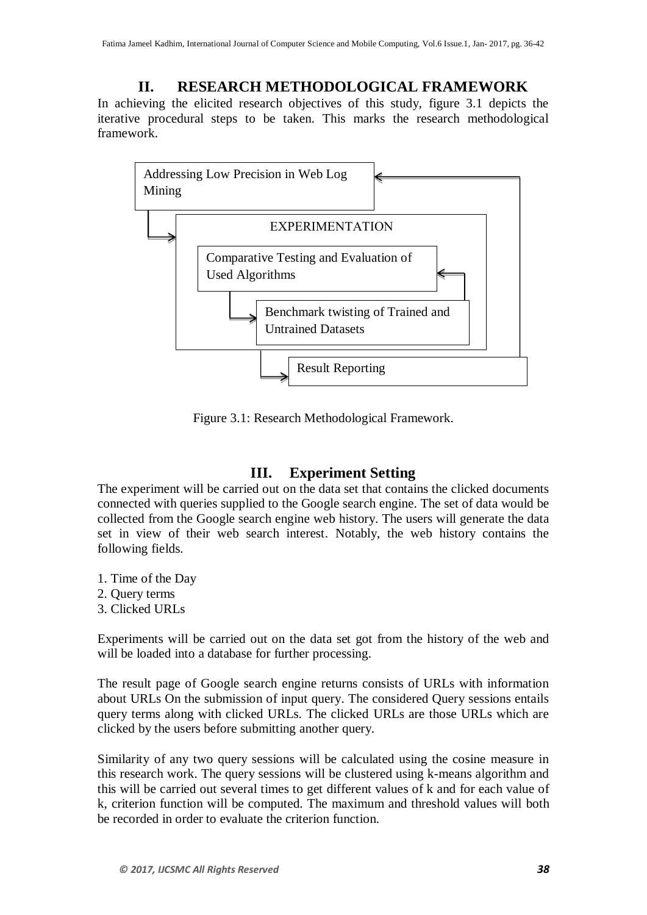## II. RESEARCH METHODOLOGICAL FRAMEWORK

In achieving the elicited research objectives of this study, figure 3.1 depicts the iterative procedural steps to be taken. This marks the research methodological framework.

Addressing Low Precision in Web Log Mining

EXPERIMENTATION

Comparative Testing and Evaluation of Used Algorithms

Benchmark twisting of Trained and Untrained Datasets

Result Reporting

Figure 3.1: Research Methodological Framework.

## III. Experiment Setting

The experiment will be carried out on the data set that contains the clicked documents connected with queries supplied to the Google search engine. The set of data would be collected from the Google search engine web history. The users will generate the data set in view of their web search interest. Notably, the web history contains the following fields.

1. Time of the Day
2. Query terms
3. Clicked URLs

Experiments will be carried out on the data set got from the history of the web and will be loaded into a database for further processing.

The result page of Google search engine returns consists of URLs with information about URLs On the submission of input query. The considered Query sessions entails query terms along with clicked URLs. The clicked URLs are those URLs which are clicked by the users before submitting another query.

Similarity of any two query sessions will be calculated using the cosine measure in this research work. The query sessions will be clustered using k-means algorithm and this will be carried out several times to get different values of k and for each value of k, criterion function will be computed. The maximum and threshold values will both be recorded in order to evaluate the criterion function.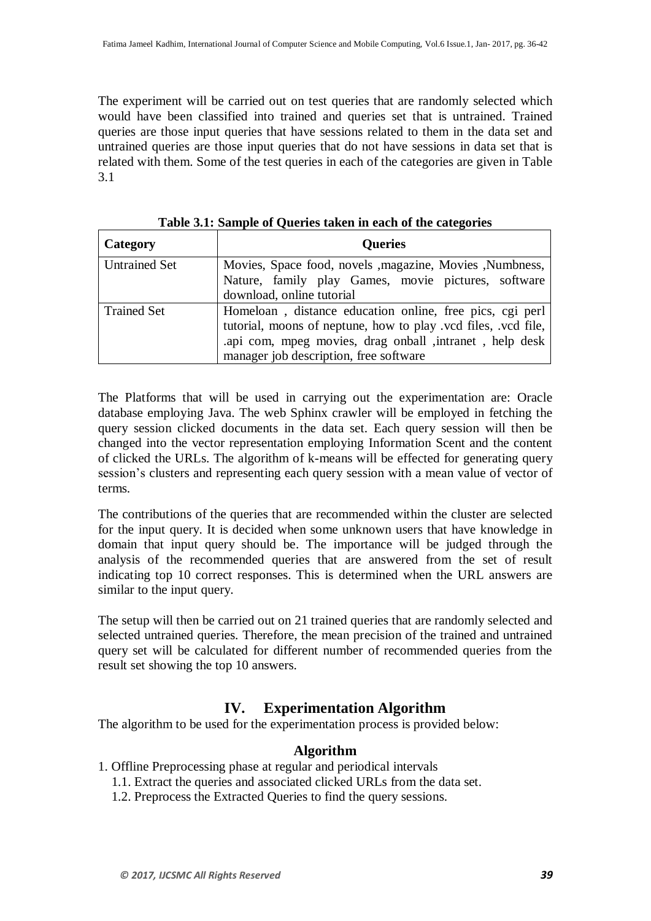The experiment will be carried out on test queries that are randomly selected which would have been classified into trained and queries set that is untrained. Trained queries are those input queries that have sessions related to them in the data set and untrained queries are those input queries that do not have sessions in data set that is related with them. Some of the test queries in each of the categories are given in Table 3.1

**Table 3.1: Sample of Queries taken in each of the categories**

| Category | Queries |
|---|---|
| Untrained Set | Movies, Space food, novels ,magazine, Movies ,Numbness, Nature, family play Games, movie pictures, software download, online tutorial |
| Trained Set | Homeloan , distance education online, free pics, cgi perl tutorial, moons of neptune, how to play .vcd files, .vcd file, .api com, mpeg movies, drag onball ,intranet , help desk manager job description, free software |

The Platforms that will be used in carrying out the experimentation are: Oracle database employing Java. The web Sphinx crawler will be employed in fetching the query session clicked documents in the data set. Each query session will then be changed into the vector representation employing Information Scent and the content of clicked the URLs. The algorithm of k-means will be effected for generating query session's clusters and representing each query session with a mean value of vector of terms.

The contributions of the queries that are recommended within the cluster are selected for the input query. It is decided when some unknown users that have knowledge in domain that input query should be. The importance will be judged through the analysis of the recommended queries that are answered from the set of result indicating top 10 correct responses. This is determined when the URL answers are similar to the input query.

The setup will then be carried out on 21 trained queries that are randomly selected and selected untrained queries. Therefore, the mean precision of the trained and untrained query set will be calculated for different number of recommended queries from the result set showing the top 10 answers.

## IV. Experimentation Algorithm

The algorithm to be used for the experimentation process is provided below:

### Algorithm

1. Offline Preprocessing phase at regular and periodical intervals
   1.1. Extract the queries and associated clicked URLs from the data set.
   1.2. Preprocess the Extracted Queries to find the query sessions.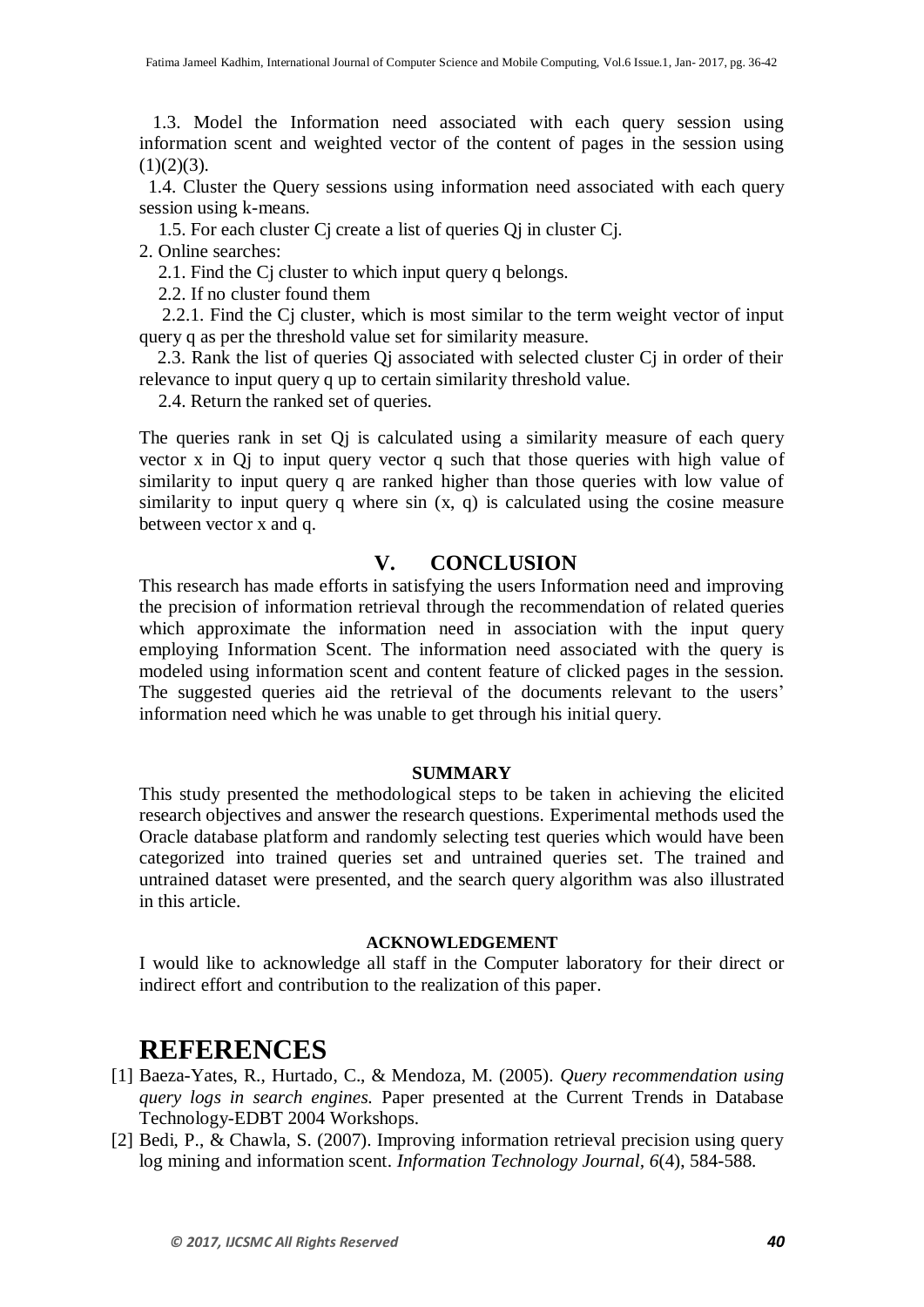1.3. Model the Information need associated with each query session using information scent and weighted vector of the content of pages in the session using (1)(2)(3).

1.4. Cluster the Query sessions using information need associated with each query session using k-means.

1.5. For each cluster Cj create a list of queries Qj in cluster Cj.

2. Online searches:

2.1. Find the Cj cluster to which input query q belongs.

2.2. If no cluster found them

2.2.1. Find the Cj cluster, which is most similar to the term weight vector of input query q as per the threshold value set for similarity measure.

2.3. Rank the list of queries Qj associated with selected cluster Cj in order of their relevance to input query q up to certain similarity threshold value.

2.4. Return the ranked set of queries.

The queries rank in set Qj is calculated using a similarity measure of each query vector x in Qj to input query vector q such that those queries with high value of similarity to input query q are ranked higher than those queries with low value of similarity to input query q where sin (x, q) is calculated using the cosine measure between vector x and q.

## V. CONCLUSION

This research has made efforts in satisfying the users Information need and improving the precision of information retrieval through the recommendation of related queries which approximate the information need in association with the input query employing Information Scent. The information need associated with the query is modeled using information scent and content feature of clicked pages in the session. The suggested queries aid the retrieval of the documents relevant to the users' information need which he was unable to get through his initial query.

### SUMMARY

This study presented the methodological steps to be taken in achieving the elicited research objectives and answer the research questions. Experimental methods used the Oracle database platform and randomly selecting test queries which would have been categorized into trained queries set and untrained queries set. The trained and untrained dataset were presented, and the search query algorithm was also illustrated in this article.

### ACKNOWLEDGEMENT

I would like to acknowledge all staff in the Computer laboratory for their direct or indirect effort and contribution to the realization of this paper.

# REFERENCES

[1] Baeza-Yates, R., Hurtado, C., & Mendoza, M. (2005). *Query recommendation using query logs in search engines.* Paper presented at the Current Trends in Database Technology-EDBT 2004 Workshops.

[2] Bedi, P., & Chawla, S. (2007). Improving information retrieval precision using query log mining and information scent. *Information Technology Journal, 6*(4), 584-588.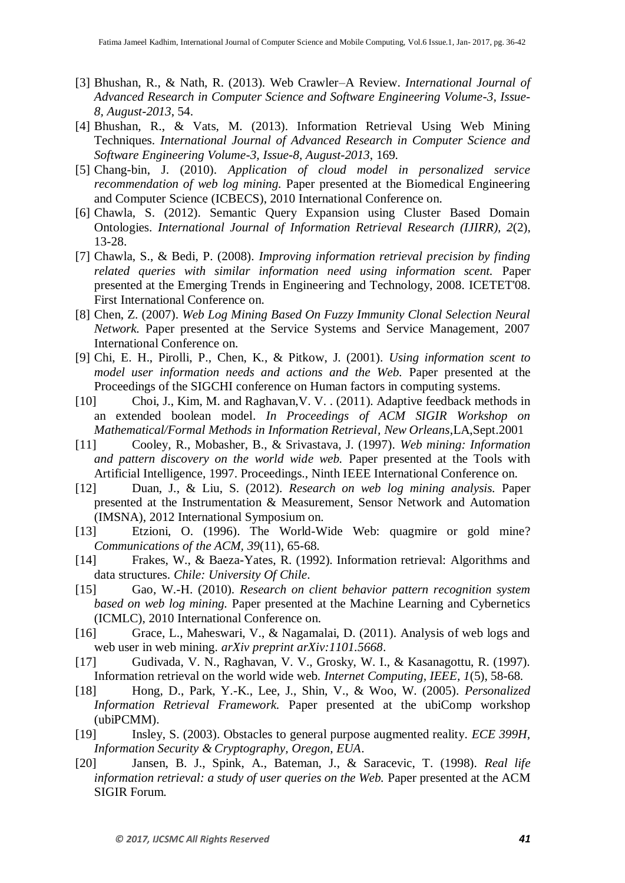[3] Bhushan, R., & Nath, R. (2013). Web Crawler–A Review. *International Journal of Advanced Research in Computer Science and Software Engineering Volume-3, Issue-8, August-2013,* 54.

[4] Bhushan, R., & Vats, M. (2013). Information Retrieval Using Web Mining Techniques. *International Journal of Advanced Research in Computer Science and Software Engineering Volume-3, Issue-8, August-2013,* 169.

[5] Chang-bin, J. (2010). *Application of cloud model in personalized service recommendation of web log mining.* Paper presented at the Biomedical Engineering and Computer Science (ICBECS), 2010 International Conference on.

[6] Chawla, S. (2012). Semantic Query Expansion using Cluster Based Domain Ontologies. *International Journal of Information Retrieval Research (IJIRR), 2*(2), 13-28.

[7] Chawla, S., & Bedi, P. (2008). *Improving information retrieval precision by finding related queries with similar information need using information scent.* Paper presented at the Emerging Trends in Engineering and Technology, 2008. ICETET'08. First International Conference on.

[8] Chen, Z. (2007). *Web Log Mining Based On Fuzzy Immunity Clonal Selection Neural Network.* Paper presented at the Service Systems and Service Management, 2007 International Conference on.

[9] Chi, E. H., Pirolli, P., Chen, K., & Pitkow, J. (2001). *Using information scent to model user information needs and actions and the Web.* Paper presented at the Proceedings of the SIGCHI conference on Human factors in computing systems.

[10] Choi, J., Kim, M. and Raghavan,V. V. . (2011). Adaptive feedback methods in an extended boolean model. *In Proceedings of ACM SIGIR Workshop on Mathematical/Formal Methods in Information Retrieval, New Orleans*,LA,Sept.2001

[11] Cooley, R., Mobasher, B., & Srivastava, J. (1997). *Web mining: Information and pattern discovery on the world wide web.* Paper presented at the Tools with Artificial Intelligence, 1997. Proceedings., Ninth IEEE International Conference on.

[12] Duan, J., & Liu, S. (2012). *Research on web log mining analysis.* Paper presented at the Instrumentation & Measurement, Sensor Network and Automation (IMSNA), 2012 International Symposium on.

[13] Etzioni, O. (1996). The World-Wide Web: quagmire or gold mine? *Communications of the ACM, 39*(11), 65-68.

[14] Frakes, W., & Baeza-Yates, R. (1992). Information retrieval: Algorithms and data structures. *Chile: University Of Chile*.

[15] Gao, W.-H. (2010). *Research on client behavior pattern recognition system based on web log mining.* Paper presented at the Machine Learning and Cybernetics (ICMLC), 2010 International Conference on.

[16] Grace, L., Maheswari, V., & Nagamalai, D. (2011). Analysis of web logs and web user in web mining. *arXiv preprint arXiv:1101.5668*.

[17] Gudivada, V. N., Raghavan, V. V., Grosky, W. I., & Kasanagottu, R. (1997). Information retrieval on the world wide web. *Internet Computing, IEEE, 1*(5), 58-68.

[18] Hong, D., Park, Y.-K., Lee, J., Shin, V., & Woo, W. (2005). *Personalized Information Retrieval Framework.* Paper presented at the ubiComp workshop (ubiPCMM).

[19] Insley, S. (2003). Obstacles to general purpose augmented reality. *ECE 399H, Information Security & Cryptography, Oregon, EUA*.

[20] Jansen, B. J., Spink, A., Bateman, J., & Saracevic, T. (1998). *Real life information retrieval: a study of user queries on the Web.* Paper presented at the ACM SIGIR Forum.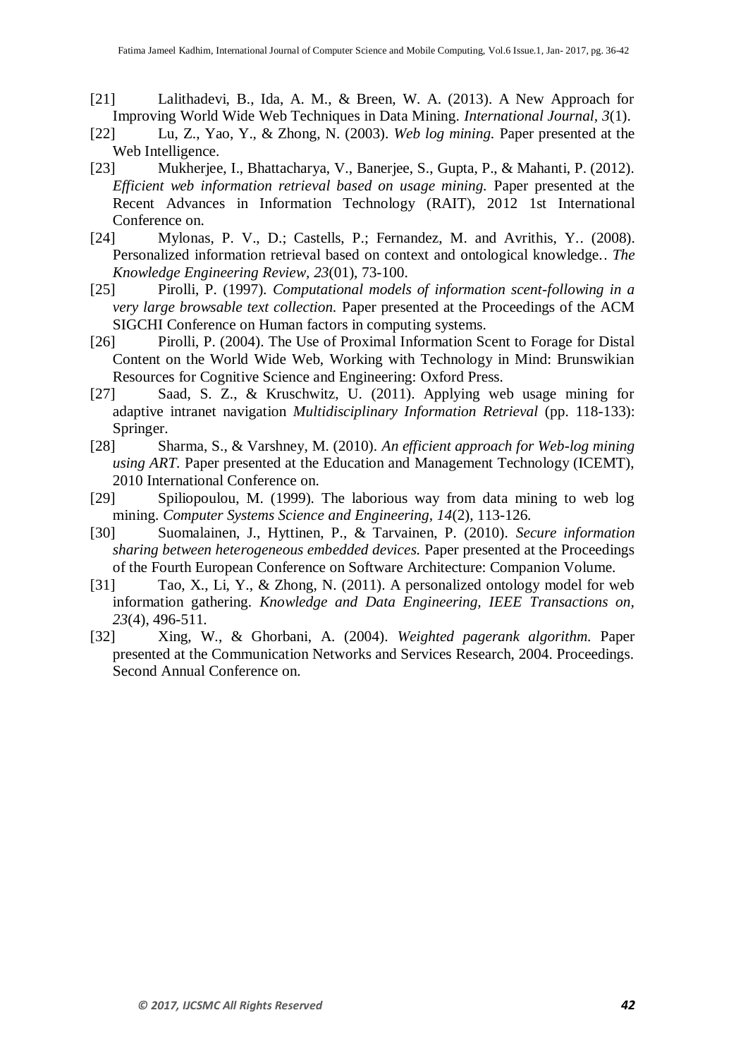[21] Lalithadevi, B., Ida, A. M., & Breen, W. A. (2013). A New Approach for Improving World Wide Web Techniques in Data Mining. *International Journal, 3*(1).

[22] Lu, Z., Yao, Y., & Zhong, N. (2003). *Web log mining.* Paper presented at the Web Intelligence.

[23] Mukherjee, I., Bhattacharya, V., Banerjee, S., Gupta, P., & Mahanti, P. (2012). *Efficient web information retrieval based on usage mining.* Paper presented at the Recent Advances in Information Technology (RAIT), 2012 1st International Conference on.

[24] Mylonas, P. V., D.; Castells, P.; Fernandez, M. and Avrithis, Y.. (2008). Personalized information retrieval based on context and ontological knowledge.. *The Knowledge Engineering Review, 23*(01), 73-100.

[25] Pirolli, P. (1997). *Computational models of information scent-following in a very large browsable text collection.* Paper presented at the Proceedings of the ACM SIGCHI Conference on Human factors in computing systems.

[26] Pirolli, P. (2004). The Use of Proximal Information Scent to Forage for Distal Content on the World Wide Web, Working with Technology in Mind: Brunswikian Resources for Cognitive Science and Engineering: Oxford Press.

[27] Saad, S. Z., & Kruschwitz, U. (2011). Applying web usage mining for adaptive intranet navigation *Multidisciplinary Information Retrieval* (pp. 118-133): Springer.

[28] Sharma, S., & Varshney, M. (2010). *An efficient approach for Web-log mining using ART.* Paper presented at the Education and Management Technology (ICEMT), 2010 International Conference on.

[29] Spiliopoulou, M. (1999). The laborious way from data mining to web log mining. *Computer Systems Science and Engineering, 14*(2), 113-126.

[30] Suomalainen, J., Hyttinen, P., & Tarvainen, P. (2010). *Secure information sharing between heterogeneous embedded devices.* Paper presented at the Proceedings of the Fourth European Conference on Software Architecture: Companion Volume.

[31] Tao, X., Li, Y., & Zhong, N. (2011). A personalized ontology model for web information gathering. *Knowledge and Data Engineering, IEEE Transactions on, 23*(4), 496-511.

[32] Xing, W., & Ghorbani, A. (2004). *Weighted pagerank algorithm.* Paper presented at the Communication Networks and Services Research, 2004. Proceedings. Second Annual Conference on.